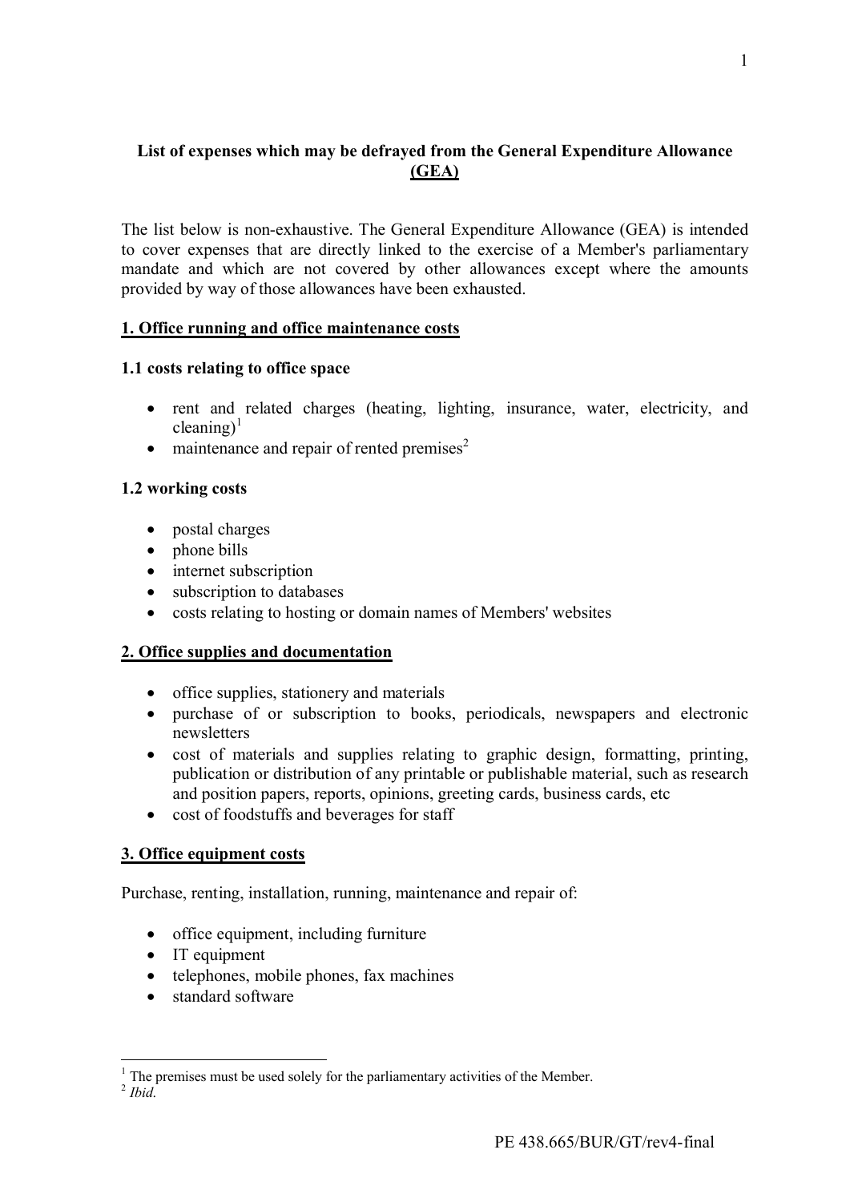**List of expenses which may be defrayed from the General Expenditure Allowance (GEA)**

The list below is non-exhaustive. The General Expenditure Allowance (GEA) is intended to cover expenses that are directly linked to the exercise of a Member's parliamentary mandate and which are not covered by other allowances except where the amounts provided by way of those allowances have been exhausted.

## 1. Office running and office maintenance costs

### 1.1 costs relating to office space

- rent and related charges (heating, lighting, insurance, water, electricity, and cleaning)[1]
- maintenance and repair of rented premises[2]

### 1.2 working costs

- postal charges
- phone bills
- internet subscription
- subscription to databases
- costs relating to hosting or domain names of Members' websites

## 2. Office supplies and documentation

- office supplies, stationery and materials
- purchase of or subscription to books, periodicals, newspapers and electronic newsletters
- cost of materials and supplies relating to graphic design, formatting, printing, publication or distribution of any printable or publishable material, such as research and position papers, reports, opinions, greeting cards, business cards, etc
- cost of foodstuffs and beverages for staff

## 3. Office equipment costs

Purchase, renting, installation, running, maintenance and repair of:

- office equipment, including furniture
- IT equipment
- telephones, mobile phones, fax machines
- standard software

---

[1] The premises must be used solely for the parliamentary activities of the Member.

[2] *Ibid.*

PE 438.665/BUR/GT/rev4-final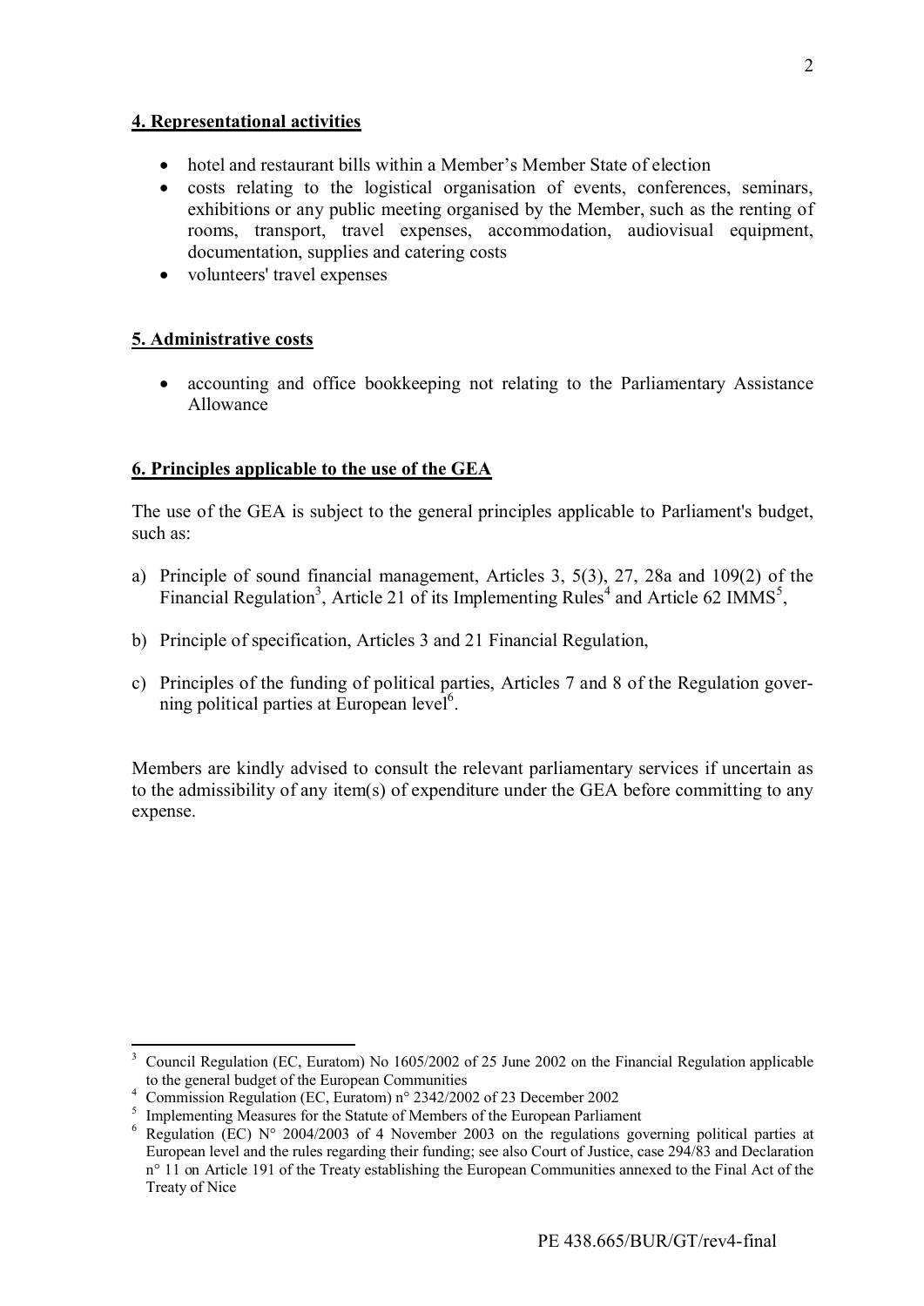**4. Representational activities**

- hotel and restaurant bills within a Member's Member State of election
- costs relating to the logistical organisation of events, conferences, seminars, exhibitions or any public meeting organised by the Member, such as the renting of rooms, transport, travel expenses, accommodation, audiovisual equipment, documentation, supplies and catering costs
- volunteers' travel expenses

**5. Administrative costs**

- accounting and office bookkeeping not relating to the Parliamentary Assistance Allowance

**6. Principles applicable to the use of the GEA**

The use of the GEA is subject to the general principles applicable to Parliament's budget, such as:

a) Principle of sound financial management, Articles 3, 5(3), 27, 28a and 109(2) of the Financial Regulation[3], Article 21 of its Implementing Rules[4] and Article 62 IMMS[5],

b) Principle of specification, Articles 3 and 21 Financial Regulation,

c) Principles of the funding of political parties, Articles 7 and 8 of the Regulation governing political parties at European level[6].

Members are kindly advised to consult the relevant parliamentary services if uncertain as to the admissibility of any item(s) of expenditure under the GEA before committing to any expense.

---

[3] Council Regulation (EC, Euratom) No 1605/2002 of 25 June 2002 on the Financial Regulation applicable to the general budget of the European Communities

[4] Commission Regulation (EC, Euratom) n° 2342/2002 of 23 December 2002

[5] Implementing Measures for the Statute of Members of the European Parliament

[6] Regulation (EC) N° 2004/2003 of 4 November 2003 on the regulations governing political parties at European level and the rules regarding their funding; see also Court of Justice, case 294/83 and Declaration n° 11 on Article 191 of the Treaty establishing the European Communities annexed to the Final Act of the Treaty of Nice

PE 438.665/BUR/GT/rev4-final